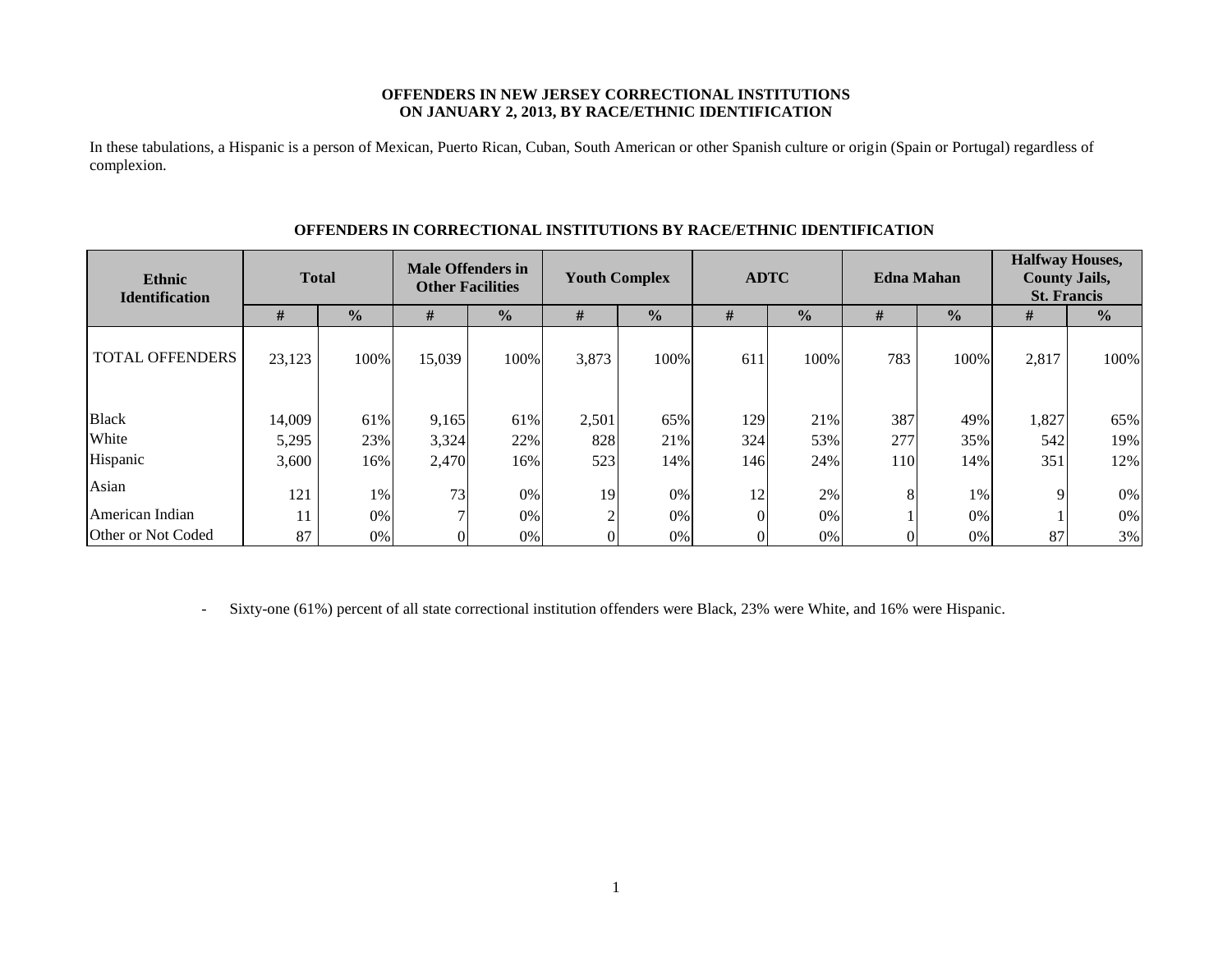# OFFENDERS IN NEW JERSEY CORRECTIONAL INSTITUTIONS ON JANUARY 2, 2013, BY RACE/ETHNIC IDENTIFICATION

In these tabulations, a Hispanic is a person of Mexican, Puerto Rican, Cuban, South American or other Spanish culture or origin (Spain or Portugal) regardless of complexion.

## OFFENDERS IN CORRECTIONAL INSTITUTIONS BY RACE/ETHNIC IDENTIFICATION

| Ethnic Identification | Total | | Male Offenders in Other Facilities | | Youth Complex | | ADTC | | Edna Mahan | | Halfway Houses, County Jails, St. Francis | |
|---|---|---|---|---|---|---|---|---|---|---|---|---|
| | # | % | # | % | # | % | # | % | # | % | # | % |
| TOTAL OFFENDERS | 23,123 | 100% | 15,039 | 100% | 3,873 | 100% | 611 | 100% | 783 | 100% | 2,817 | 100% |
| Black | 14,009 | 61% | 9,165 | 61% | 2,501 | 65% | 129 | 21% | 387 | 49% | 1,827 | 65% |
| White | 5,295 | 23% | 3,324 | 22% | 828 | 21% | 324 | 53% | 277 | 35% | 542 | 19% |
| Hispanic | 3,600 | 16% | 2,470 | 16% | 523 | 14% | 146 | 24% | 110 | 14% | 351 | 12% |
| Asian | 121 | 1% | 73 | 0% | 19 | 0% | 12 | 2% | 8 | 1% | 9 | 0% |
| American Indian | 11 | 0% | 7 | 0% | 2 | 0% | 0 | 0% | 1 | 0% | 1 | 0% |
| Other or Not Coded | 87 | 0% | 0 | 0% | 0 | 0% | 0 | 0% | 0 | 0% | 87 | 3% |

- Sixty-one (61%) percent of all state correctional institution offenders were Black, 23% were White, and 16% were Hispanic.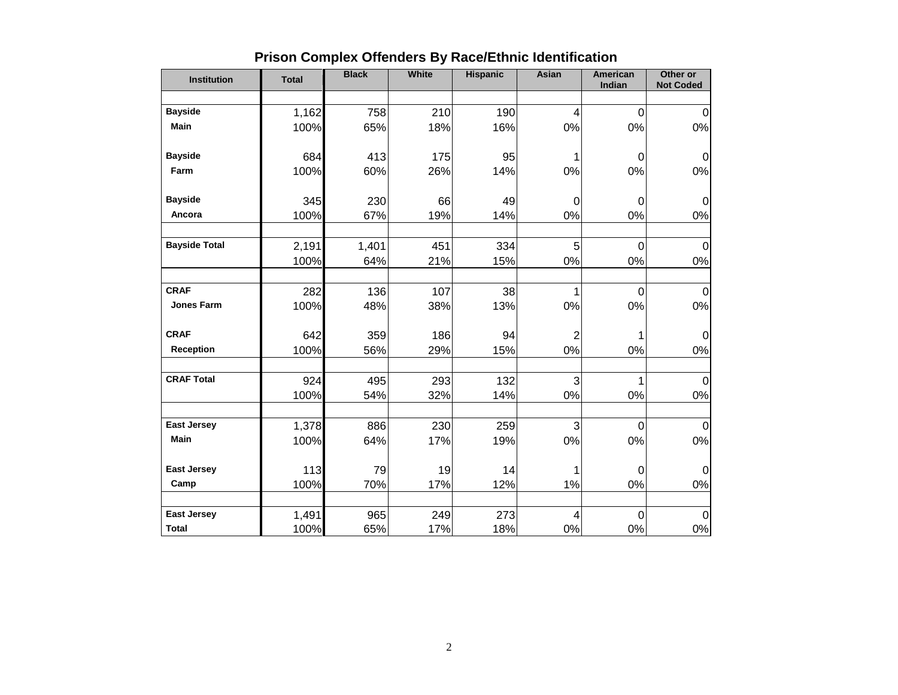## Prison Complex Offenders By Race/Ethnic Identification

| Institution | Total | Black | White | Hispanic | Asian | American Indian | Other or Not Coded |
|---|---|---|---|---|---|---|---|
| **Bayside** | 1,162 | 758 | 210 | 190 | 4 | 0 | 0 |
| **Main** | 100% | 65% | 18% | 16% | 0% | 0% | 0% |
| **Bayside** | 684 | 413 | 175 | 95 | 1 | 0 | 0 |
| **Farm** | 100% | 60% | 26% | 14% | 0% | 0% | 0% |
| **Bayside** | 345 | 230 | 66 | 49 | 0 | 0 | 0 |
| **Ancora** | 100% | 67% | 19% | 14% | 0% | 0% | 0% |
| **Bayside Total** | 2,191 | 1,401 | 451 | 334 | 5 | 0 | 0 |
| | 100% | 64% | 21% | 15% | 0% | 0% | 0% |
| **CRAF** | 282 | 136 | 107 | 38 | 1 | 0 | 0 |
| **Jones Farm** | 100% | 48% | 38% | 13% | 0% | 0% | 0% |
| **CRAF** | 642 | 359 | 186 | 94 | 2 | 1 | 0 |
| **Reception** | 100% | 56% | 29% | 15% | 0% | 0% | 0% |
| **CRAF Total** | 924 | 495 | 293 | 132 | 3 | 1 | 0 |
| | 100% | 54% | 32% | 14% | 0% | 0% | 0% |
| **East Jersey** | 1,378 | 886 | 230 | 259 | 3 | 0 | 0 |
| **Main** | 100% | 64% | 17% | 19% | 0% | 0% | 0% |
| **East Jersey** | 113 | 79 | 19 | 14 | 1 | 0 | 0 |
| **Camp** | 100% | 70% | 17% | 12% | 1% | 0% | 0% |
| **East Jersey** | 1,491 | 965 | 249 | 273 | 4 | 0 | 0 |
| **Total** | 100% | 65% | 17% | 18% | 0% | 0% | 0% |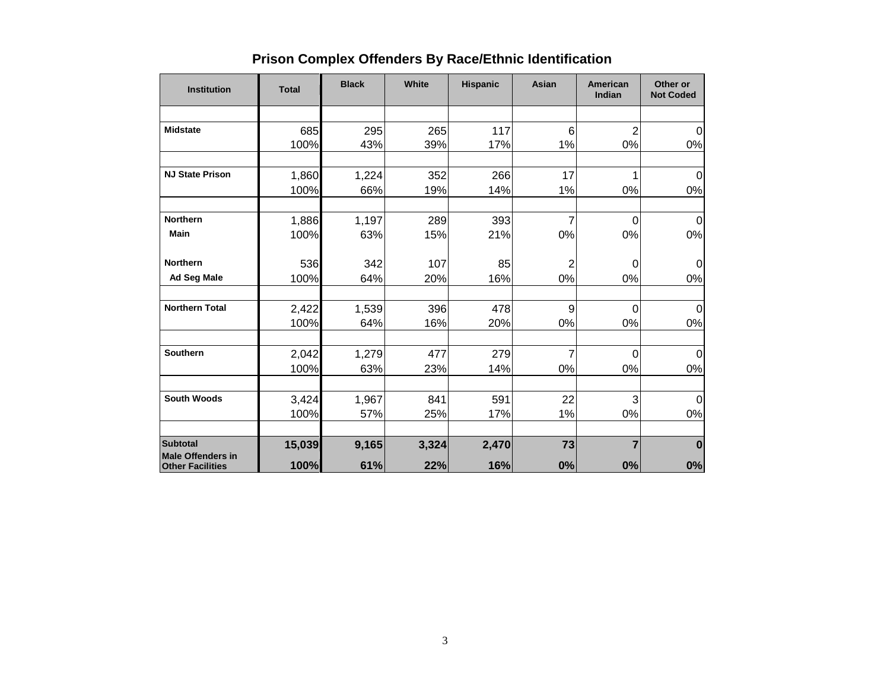## Prison Complex Offenders By Race/Ethnic Identification

| Institution | Total | Black | White | Hispanic | Asian | American Indian | Other or Not Coded |
|---|---|---|---|---|---|---|---|
| | | | | | | | |
| **Midstate** | 685 | 295 | 265 | 117 | 6 | 2 | 0 |
| | 100% | 43% | 39% | 17% | 1% | 0% | 0% |
| | | | | | | | |
| **NJ State Prison** | 1,860 | 1,224 | 352 | 266 | 17 | 1 | 0 |
| | 100% | 66% | 19% | 14% | 1% | 0% | 0% |
| | | | | | | | |
| **Northern Main** | 1,886 | 1,197 | 289 | 393 | 7 | 0 | 0 |
| | 100% | 63% | 15% | 21% | 0% | 0% | 0% |
| **Northern Ad Seg Male** | 536 | 342 | 107 | 85 | 2 | 0 | 0 |
| | 100% | 64% | 20% | 16% | 0% | 0% | 0% |
| | | | | | | | |
| **Northern Total** | 2,422 | 1,539 | 396 | 478 | 9 | 0 | 0 |
| | 100% | 64% | 16% | 20% | 0% | 0% | 0% |
| | | | | | | | |
| **Southern** | 2,042 | 1,279 | 477 | 279 | 7 | 0 | 0 |
| | 100% | 63% | 23% | 14% | 0% | 0% | 0% |
| | | | | | | | |
| **South Woods** | 3,424 | 1,967 | 841 | 591 | 22 | 3 | 0 |
| | 100% | 57% | 25% | 17% | 1% | 0% | 0% |
| | | | | | | | |
| **Subtotal Male Offenders in Other Facilities** | **15,039** | **9,165** | **3,324** | **2,470** | **73** | **7** | **0** |
| | **100%** | **61%** | **22%** | **16%** | **0%** | **0%** | **0%** |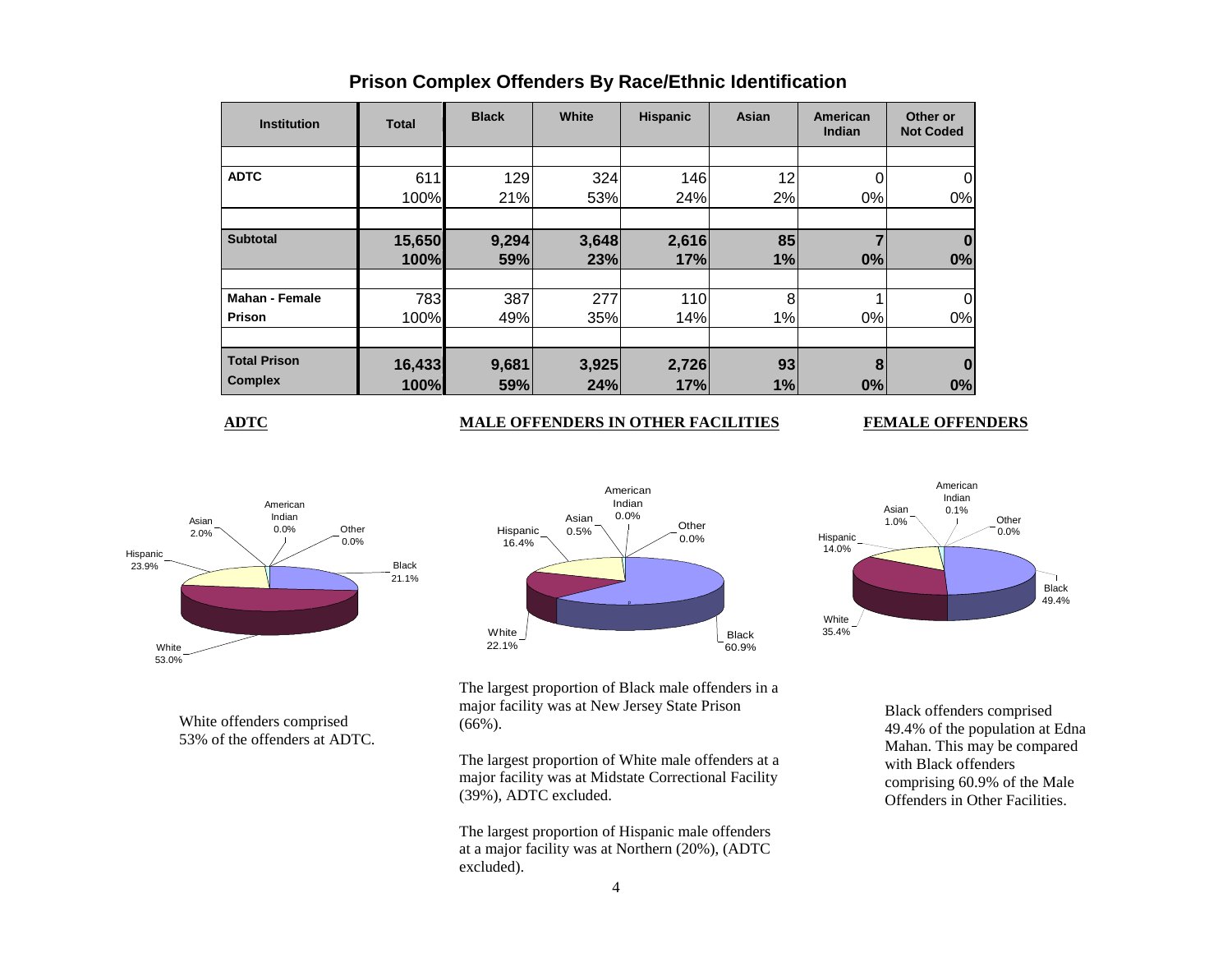# Prison Complex Offenders By Race/Ethnic Identification

| Institution | Total | Black | White | Hispanic | Asian | American Indian | Other or Not Coded |
|---|---|---|---|---|---|---|---|
| **ADTC** | 611 | 129 | 324 | 146 | 12 | 0 | 0 |
| | 100% | 21% | 53% | 24% | 2% | 0% | 0% |
| **Subtotal** | **15,650** | **9,294** | **3,648** | **2,616** | **85** | **7** | **0** |
| | **100%** | **59%** | **23%** | **17%** | **1%** | **0%** | **0%** |
| **Mahan - Female Prison** | 783 | 387 | 277 | 110 | 8 | 1 | 0 |
| | 100% | 49% | 35% | 14% | 1% | 0% | 0% |
| **Total Prison Complex** | **16,433** | **9,681** | **3,925** | **2,726** | **93** | **8** | **0** |
| | **100%** | **59%** | **24%** | **17%** | **1%** | **0%** | **0%** |

**ADTC**

White offenders comprised 53% of the offenders at ADTC.

**MALE OFFENDERS IN OTHER FACILITIES**

The largest proportion of Black male offenders in a major facility was at New Jersey State Prison (66%).

The largest proportion of White male offenders at a major facility was at Midstate Correctional Facility (39%), ADTC excluded.

The largest proportion of Hispanic male offenders at a major facility was at Northern (20%), (ADTC excluded).

**FEMALE OFFENDERS**

Black offenders comprised 49.4% of the population at Edna Mahan. This may be compared with Black offenders comprising 60.9% of the Male Offenders in Other Facilities.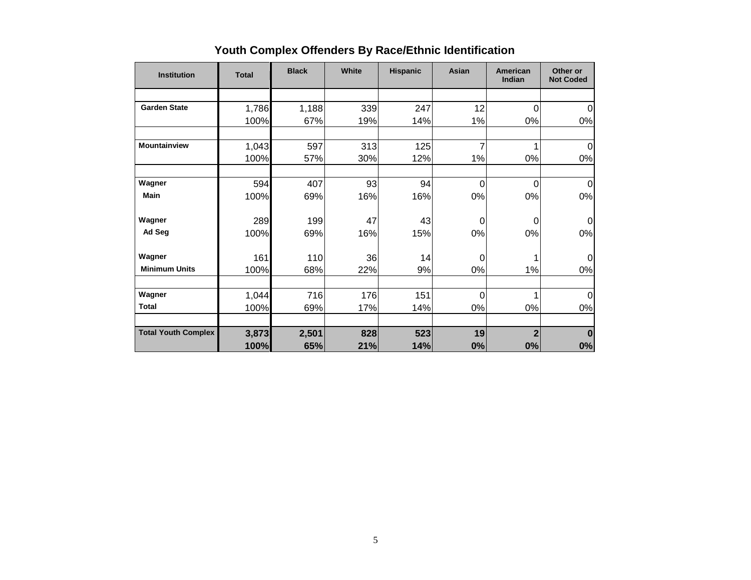## Youth Complex Offenders By Race/Ethnic Identification

| Institution | Total | Black | White | Hispanic | Asian | American Indian | Other or Not Coded |
|---|---|---|---|---|---|---|---|
| Garden State | 1,786 | 1,188 | 339 | 247 | 12 | 0 | 0 |
| | 100% | 67% | 19% | 14% | 1% | 0% | 0% |
| Mountainview | 1,043 | 597 | 313 | 125 | 7 | 1 | 0 |
| | 100% | 57% | 30% | 12% | 1% | 0% | 0% |
| Wagner Main | 594 | 407 | 93 | 94 | 0 | 0 | 0 |
| | 100% | 69% | 16% | 16% | 0% | 0% | 0% |
| Wagner Ad Seg | 289 | 199 | 47 | 43 | 0 | 0 | 0 |
| | 100% | 69% | 16% | 15% | 0% | 0% | 0% |
| Wagner Minimum Units | 161 | 110 | 36 | 14 | 0 | 1 | 0 |
| | 100% | 68% | 22% | 9% | 0% | 1% | 0% |
| Wagner Total | 1,044 | 716 | 176 | 151 | 0 | 1 | 0 |
| | 100% | 69% | 17% | 14% | 0% | 0% | 0% |
| **Total Youth Complex** | **3,873** | **2,501** | **828** | **523** | **19** | **2** | **0** |
| | **100%** | **65%** | **21%** | **14%** | **0%** | **0%** | **0%** |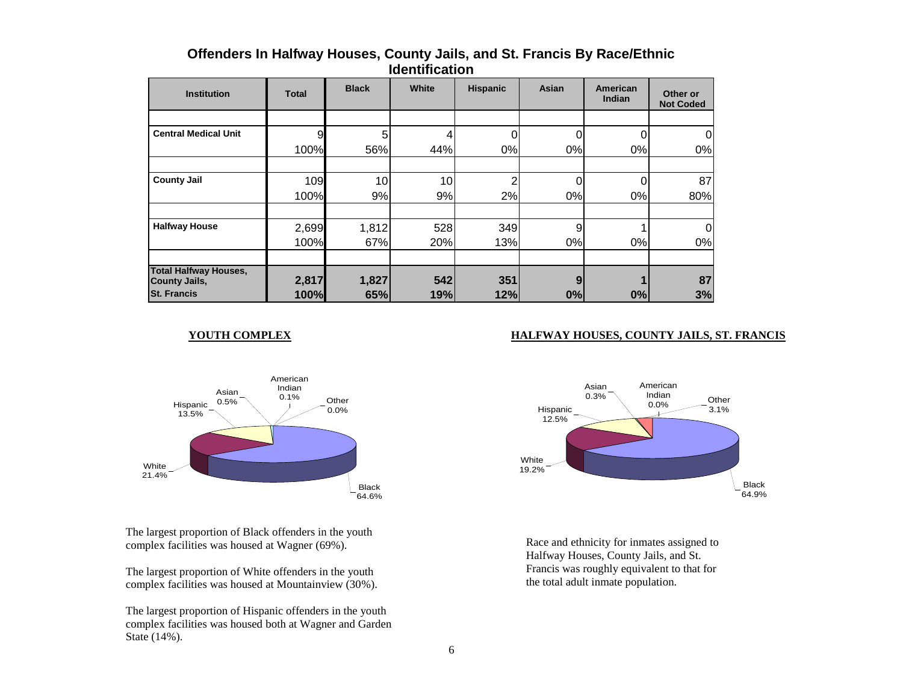## Offenders In Halfway Houses, County Jails, and St. Francis By Race/Ethnic Identification

| Institution | Total | Black | White | Hispanic | Asian | American Indian | Other or Not Coded |
|---|---|---|---|---|---|---|---|
| Central Medical Unit | 9 | 5 | 4 | 0 | 0 | 0 | 0 |
| | 100% | 56% | 44% | 0% | 0% | 0% | 0% |
| County Jail | 109 | 10 | 10 | 2 | 0 | 0 | 87 |
| | 100% | 9% | 9% | 2% | 0% | 0% | 80% |
| Halfway House | 2,699 | 1,812 | 528 | 349 | 9 | 1 | 0 |
| | 100% | 67% | 20% | 13% | 0% | 0% | 0% |
| **Total Halfway Houses, County Jails, St. Francis** | **2,817** | **1,827** | **542** | **351** | **9** | **1** | **87** |
| | **100%** | **65%** | **19%** | **12%** | **0%** | **0%** | **3%** |

**YOUTH COMPLEX**

American Indian 0.1%
Asian 0.5%
Other 0.0%
Hispanic 13.5%
White 21.4%
Black 64.6%

The largest proportion of Black offenders in the youth complex facilities was housed at Wagner (69%).

The largest proportion of White offenders in the youth complex facilities was housed at Mountainview (30%).

The largest proportion of Hispanic offenders in the youth complex facilities was housed both at Wagner and Garden State (14%).

**HALFWAY HOUSES, COUNTY JAILS, ST. FRANCIS**

Asian 0.3%
American Indian 0.0%
Other 3.1%
Hispanic 12.5%
White 19.2%
Black 64.9%

Race and ethnicity for inmates assigned to Halfway Houses, County Jails, and St. Francis was roughly equivalent to that for the total adult inmate population.